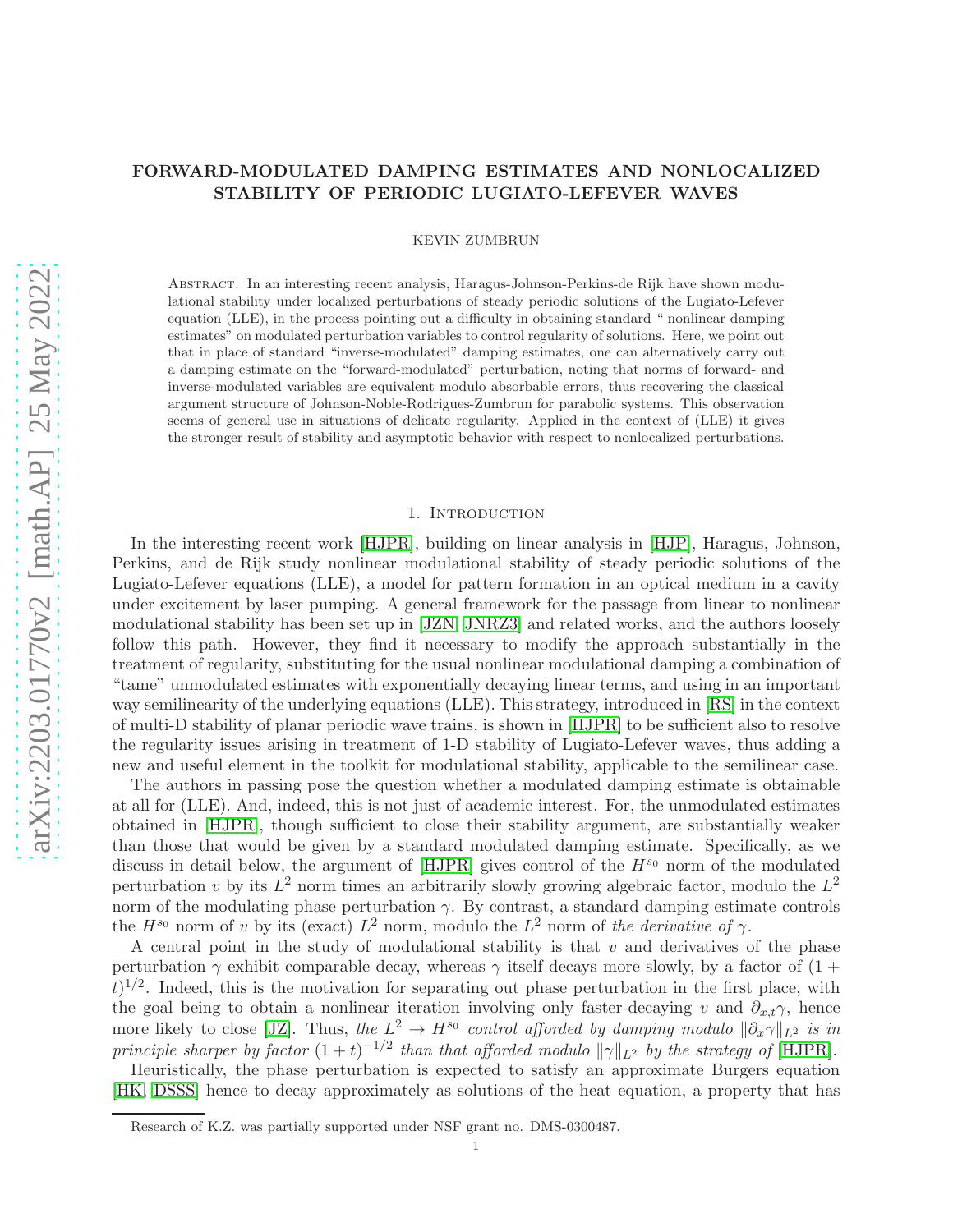# FORWARD-MODULATED DAMPING ESTIMATES AND NONLOCALIZED STABILITY OF PERIODIC LUGIATO-LEFEVER WAVES

KEVIN ZUMBRUN

Abstract. In an interesting recent analysis, Haragus-Johnson-Perkins-de Rijk have shown modulational stability under localized perturbations of steady periodic solutions of the Lugiato-Lefever equation (LLE), in the process pointing out a difficulty in obtaining standard " nonlinear damping estimates" on modulated perturbation variables to control regularity of solutions. Here, we point out that in place of standard "inverse-modulated" damping estimates, one can alternatively carry out a damping estimate on the "forward-modulated" perturbation, noting that norms of forward- and inverse-modulated variables are equivalent modulo absorbable errors, thus recovering the classical argument structure of Johnson-Noble-Rodrigues-Zumbrun for parabolic systems. This observation seems of general use in situations of delicate regularity. Applied in the context of (LLE) it gives the stronger result of stability and asymptotic behavior with respect to nonlocalized perturbations.

## 1. Introduction

In the interesting recent work [HJPR], building on linear analysis in [HJP], Haragus, Johnson, Perkins, and de Rijk study nonlinear modulational stability of steady periodic solutions of the Lugiato-Lefever equations (LLE), a model for pattern formation in an optical medium in a cavity under excitement by laser pumping. A general framework for the passage from linear to nonlinear modulational stability has been set up in [JZN, JNRZ3] and related works, and the authors loosely follow this path. However, they find it necessary to modify the approach substantially in the treatment of regularity, substituting for the usual nonlinear modulational damping a combination of "tame" unmodulated estimates with exponentially decaying linear terms, and using in an important way semilinearity of the underlying equations (LLE). This strategy, introduced in [RS] in the context of multi-D stability of planar periodic wave trains, is shown in [HJPR] to be sufficient also to resolve the regularity issues arising in treatment of 1-D stability of Lugiato-Lefever waves, thus adding a new and useful element in the toolkit for modulational stability, applicable to the semilinear case.

The authors in passing pose the question whether a modulated damping estimate is obtainable at all for (LLE). And, indeed, this is not just of academic interest. For, the unmodulated estimates obtained in [HJPR], though sufficient to close their stability argument, are substantially weaker than those that would be given by a standard modulated damping estimate. Specifically, as we discuss in detail below, the argument of [HJPR] gives control of the $H^{s_0}$ norm of the modulated perturbation $v$ by its $L^2$ norm times an arbitrarily slowly growing algebraic factor, modulo the $L^2$ norm of the modulating phase perturbation $\gamma$. By contrast, a standard damping estimate controls the $H^{s_0}$ norm of $v$ by its (exact) $L^2$ norm, modulo the $L^2$ norm of *the derivative of* $\gamma$.

A central point in the study of modulational stability is that $v$ and derivatives of the phase perturbation $\gamma$ exhibit comparable decay, whereas $\gamma$ itself decays more slowly, by a factor of $(1+t)^{1/2}$. Indeed, this is the motivation for separating out phase perturbation in the first place, with the goal being to obtain a nonlinear iteration involving only faster-decaying $v$ and $\partial_{x,t}\gamma$, hence more likely to close [JZ]. Thus, *the $L^2 \to H^{s_0}$ control afforded by damping modulo $\|\partial_x \gamma\|_{L^2}$ is in principle sharper by factor $(1+t)^{-1/2}$ than that afforded modulo $\|\gamma\|_{L^2}$ by the strategy of* [HJPR].

Heuristically, the phase perturbation is expected to satisfy an approximate Burgers equation [HK, DSSS] hence to decay approximately as solutions of the heat equation, a property that has

Research of K.Z. was partially supported under NSF grant no. DMS-0300487.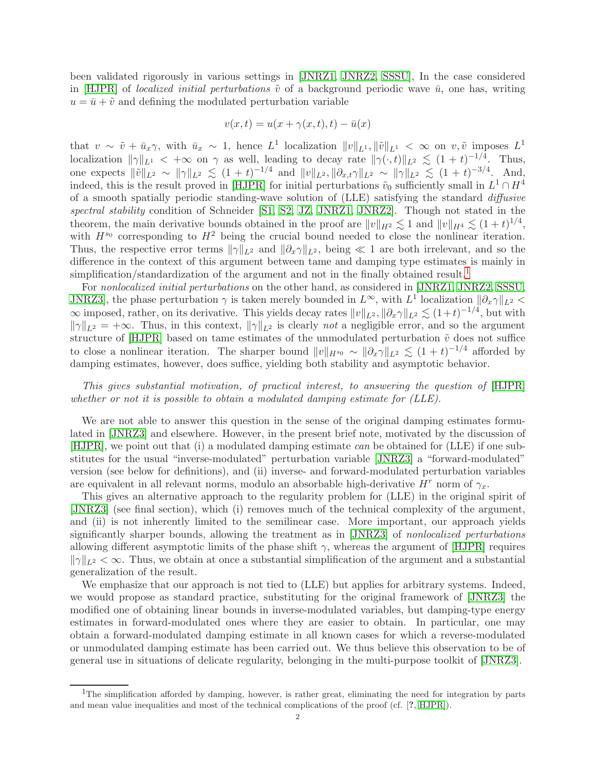been validated rigorously in various settings in [JNRZ1, JNRZ2, SSSU], In the case considered in [HJPR] of *localized initial perturbations* $\tilde v$ of a background periodic wave $\bar u$, one has, writing $u = \bar u + \tilde v$ and defining the modulated perturbation variable

$$v(x,t) = u(x+\gamma(x,t),t) - \bar u(x)$$

that $v \sim \tilde v + \bar u_x \gamma$, with $\bar u_x \sim 1$, hence $L^1$ localization $\|v\|_{L^1}, \|\tilde v\|_{L^1} < \infty$ on $v, \tilde v$ imposes $L^1$ localization $\|\gamma\|_{L^1} < +\infty$ on $\gamma$ as well, leading to decay rate $\|\gamma(\cdot,t)\|_{L^2} \lesssim (1+t)^{-1/4}$. Thus, one expects $\|\tilde v\|_{L^2} \sim \|\gamma\|_{L^2} \lesssim (1+t)^{-1/4}$ and $\|v\|_{L^2}, \|\partial_{x,t}\gamma\|_{L^2} \sim \|\gamma\|_{L^2} \lesssim (1+t)^{-3/4}$. And, indeed, this is the result proved in [HJPR] for initial perturbations $\tilde v_0$ sufficiently small in $L^1 \cap H^4$ of a smooth spatially periodic standing-wave solution of (LLE) satisfying the standard *diffusive spectral stability* condition of Schneider [S1, S2, JZ, JNRZ1, JNRZ2]. Though not stated in the theorem, the main derivative bounds obtained in the proof are $\|v\|_{H^2} \lesssim 1$ and $\|v\|_{H^4} \lesssim (1+t)^{1/4}$, with $H^{s_0}$ corresponding to $H^2$ being the crucial bound needed to close the nonlinear iteration. Thus, the respective error terms $\|\gamma\|_{L^2}$ and $\|\partial_x \gamma\|_{L^2}$, being $\ll 1$ are both irrelevant, and so the difference in the context of this argument between tame and damping type estimates is mainly in simplification/standardization of the argument and not in the finally obtained result.[1]

For *nonlocalized initial perturbations* on the other hand, as considered in [JNRZ1, JNRZ2, SSSU, JNRZ3], the phase perturbation $\gamma$ is taken merely bounded in $L^\infty$, with $L^1$ localization $\|\partial_x\gamma\|_{L^2} < \infty$ imposed, rather, on its derivative. This yields decay rates $\|v\|_{L^2}, \|\partial_x \gamma\|_{L^2} \lesssim (1+t)^{-1/4}$, but with $\|\gamma\|_{L^2} = +\infty$. Thus, in this context, $\|\gamma\|_{L^2}$ is clearly *not* a negligible error, and so the argument structure of [HJPR] based on tame estimates of the unmodulated perturbation $\tilde v$ does not suffice to close a nonlinear iteration. The sharper bound $\|v\|_{H^{s_0}} \sim \|\partial_x \gamma\|_{L^2} \lesssim (1+t)^{-1/4}$ afforded by damping estimates, however, does suffice, yielding both stability and asymptotic behavior.

*This gives substantial motivation, of practical interest, to answering the question of* [HJPR] *whether or not it is possible to obtain a modulated damping estimate for (LLE).*

We are not able to answer this question in the sense of the original damping estimates formulated in [JNRZ3] and elsewhere. However, in the present brief note, motivated by the discussion of [HJPR], we point out that (i) a modulated damping estimate *can* be obtained for (LLE) if one substitutes for the usual "inverse-modulated" perturbation variable [JNRZ3] a "forward-modulated" version (see below for definitions), and (ii) inverse- and forward-modulated perturbation variables are equivalent in all relevant norms, modulo an absorbable high-derivative $H^r$ norm of $\gamma_x$.

This gives an alternative approach to the regularity problem for (LLE) in the original spirit of [JNRZ3] (see final section), which (i) removes much of the technical complexity of the argument, and (ii) is not inherently limited to the semilinear case. More important, our approach yields significantly sharper bounds, allowing the treatment as in [JNRZ3] of *nonlocalized perturbations* allowing different asymptotic limits of the phase shift $\gamma$, whereas the argument of [HJPR] requires $\|\gamma\|_{L^2} < \infty$. Thus, we obtain at once a substantial simplification of the argument and a substantial generalization of the result.

We emphasize that our approach is not tied to (LLE) but applies for arbitrary systems. Indeed, we would propose as standard practice, substituting for the original framework of [JNRZ3] the modified one of obtaining linear bounds in inverse-modulated variables, but damping-type energy estimates in forward-modulated ones where they are easier to obtain. In particular, one may obtain a forward-modulated damping estimate in all known cases for which a reverse-modulated or unmodulated damping estimate has been carried out. We thus believe this observation to be of general use in situations of delicate regularity, belonging in the multi-purpose toolkit of [JNRZ3].

[1] The simplification afforded by damping, however, is rather great, eliminating the need for integration by parts and mean value inequalities and most of the technical complications of the proof (cf. [?, HJPR]).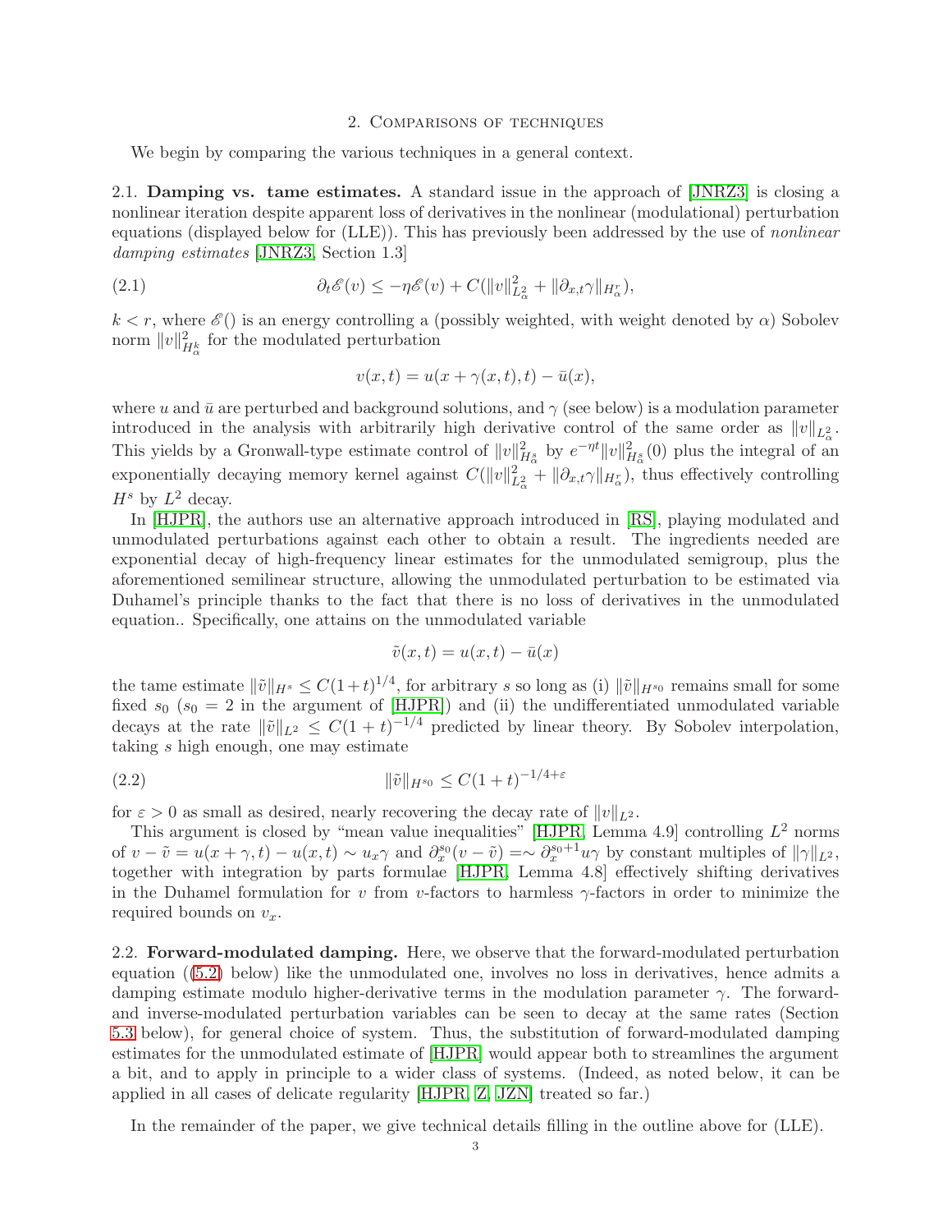## 2. Comparisons of techniques

We begin by comparing the various techniques in a general context.

**2.1. Damping vs. tame estimates.** A standard issue in the approach of [JNRZ3] is closing a nonlinear iteration despite apparent loss of derivatives in the nonlinear (modulational) perturbation equations (displayed below for (LLE)). This has previously been addressed by the use of *nonlinear damping estimates* [JNRZ3, Section 1.3]

$$\partial_t \mathscr{E}(v) \le -\eta \mathscr{E}(v) + C(\|v\|_{L^2_\alpha}^2 + \|\partial_{x,t}\gamma\|_{H^r_\alpha}), \tag{2.1}$$

$k < r$, where $\mathscr{E}()$ is an energy controlling a (possibly weighted, with weight denoted by $\alpha$) Sobolev norm $\|v\|_{H^k_\alpha}^2$ for the modulated perturbation

$$v(x,t) = u(x + \gamma(x,t), t) - \bar{u}(x),$$

where $u$ and $\bar{u}$ are perturbed and background solutions, and $\gamma$ (see below) is a modulation parameter introduced in the analysis with arbitrarily high derivative control of the same order as $\|v\|_{L^2_\alpha}$. This yields by a Gronwall-type estimate control of $\|v\|_{H^s_\alpha}^2$ by $e^{-\eta t}\|v\|_{H^s_\alpha}^2(0)$ plus the integral of an exponentially decaying memory kernel against $C(\|v\|_{L^2_\alpha}^2 + \|\partial_{x,t}\gamma\|_{H^r_\alpha})$, thus effectively controlling $H^s$ by $L^2$ decay.

In [HJPR], the authors use an alternative approach introduced in [RS], playing modulated and unmodulated perturbations against each other to obtain a result. The ingredients needed are exponential decay of high-frequency linear estimates for the unmodulated semigroup, plus the aforementioned semilinear structure, allowing the unmodulated perturbation to be estimated via Duhamel's principle thanks to the fact that there is no loss of derivatives in the unmodulated equation.. Specifically, one attains on the unmodulated variable

$$\tilde{v}(x,t) = u(x,t) - \bar{u}(x)$$

the tame estimate $\|\tilde{v}\|_{H^s} \le C(1+t)^{1/4}$, for arbitrary $s$ so long as (i) $\|\tilde{v}\|_{H^{s_0}}$ remains small for some fixed $s_0$ ($s_0 = 2$ in the argument of [HJPR]) and (ii) the undifferentiated unmodulated variable decays at the rate $\|\tilde{v}\|_{L^2} \le C(1+t)^{-1/4}$ predicted by linear theory. By Sobolev interpolation, taking $s$ high enough, one may estimate

$$\|\tilde{v}\|_{H^{s_0}} \le C(1+t)^{-1/4+\varepsilon} \tag{2.2}$$

for $\varepsilon > 0$ as small as desired, nearly recovering the decay rate of $\|v\|_{L^2}$.

This argument is closed by "mean value inequalities" [HJPR, Lemma 4.9] controlling $L^2$ norms of $v - \tilde{v} = u(x+\gamma, t) - u(x,t) \sim u_x\gamma$ and $\partial_x^{s_0}(v - \tilde{v}) =\sim \partial_x^{s_0+1}u\gamma$ by constant multiples of $\|\gamma\|_{L^2}$, together with integration by parts formulae [HJPR, Lemma 4.8] effectively shifting derivatives in the Duhamel formulation for $v$ from $v$-factors to harmless $\gamma$-factors in order to minimize the required bounds on $v_x$.

**2.2. Forward-modulated damping.** Here, we observe that the forward-modulated perturbation equation ((5.2) below) like the unmodulated one, involves no loss in derivatives, hence admits a damping estimate modulo higher-derivative terms in the modulation parameter $\gamma$. The forward- and inverse-modulated perturbation variables can be seen to decay at the same rates (Section 5.3 below), for general choice of system. Thus, the substitution of forward-modulated damping estimates for the unmodulated estimate of [HJPR] would appear both to streamlines the argument a bit, and to apply in principle to a wider class of systems. (Indeed, as noted below, it can be applied in all cases of delicate regularity [HJPR, Z, JZN] treated so far.)

In the remainder of the paper, we give technical details filling in the outline above for (LLE).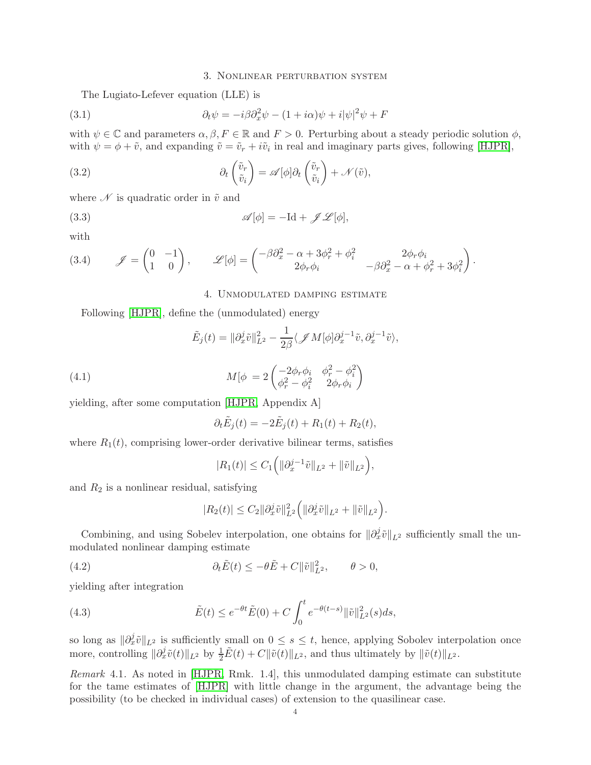## 3. Nonlinear perturbation system

The Lugiato-Lefever equation (LLE) is

$$\partial_t \psi = -i\beta \partial_x^2 \psi - (1+i\alpha)\psi + i|\psi|^2\psi + F \tag{3.1}$$

with $\psi \in \mathbb{C}$ and parameters $\alpha, \beta, F \in \mathbb{R}$ and $F > 0$. Perturbing about a steady periodic solution $\phi$, with $\psi = \phi + \tilde{v}$, and expanding $\tilde{v} = \tilde{v}_r + i\tilde{v}_i$ in real and imaginary parts gives, following [HJPR],

$$\partial_t \begin{pmatrix} \tilde{v}_r \\ \tilde{v}_i \end{pmatrix} = \mathscr{A}[\phi]\partial_t \begin{pmatrix} \tilde{v}_r \\ \tilde{v}_i \end{pmatrix} + \mathscr{N}(\tilde{v}), \tag{3.2}$$

where $\mathscr{N}$ is quadratic order in $\tilde{v}$ and

$$\mathscr{A}[\phi] = -\mathrm{Id} + \mathscr{J}\mathscr{L}[\phi], \tag{3.3}$$

with

$$\mathscr{J} = \begin{pmatrix} 0 & -1 \\ 1 & 0 \end{pmatrix}, \qquad \mathscr{L}[\phi] = \begin{pmatrix} -\beta\partial_x^2 - \alpha + 3\phi_r^2 + \phi_i^2 & 2\phi_r\phi_i \\ 2\phi_r\phi_i & -\beta\partial_x^2 - \alpha + \phi_r^2 + 3\phi_i^2 \end{pmatrix}. \tag{3.4}$$

## 4. Unmodulated damping estimate

Following [HJPR], define the (unmodulated) energy

$$\tilde{E}_j(t) = \|\partial_x^j \tilde{v}\|_{L^2}^2 - \frac{1}{2\beta}\langle \mathscr{J} M[\phi]\partial_x^{j-1}\tilde{v}, \partial_x^{j-1}\tilde{v}\rangle,$$

$$M[\phi = 2\begin{pmatrix} -2\phi_r\phi_i & \phi_r^2 - \phi_i^2 \\ \phi_r^2 - \phi_i^2 & 2\phi_r\phi_i \end{pmatrix} \tag{4.1}$$

yielding, after some computation [HJPR, Appendix A]

$$\partial_t \tilde{E}_j(t) = -2\tilde{E}_j(t) + R_1(t) + R_2(t),$$

where $R_1(t)$, comprising lower-order derivative bilinear terms, satisfies

$$|R_1(t)| \le C_1\Big(\|\partial_x^{j-1}\tilde{v}\|_{L^2} + \|\tilde{v}\|_{L^2}\Big),$$

and $R_2$ is a nonlinear residual, satisfying

$$|R_2(t)| \le C_2\|\partial_x^j\tilde{v}\|_{L^2}^2\Big(\|\partial_x^j\tilde{v}\|_{L^2} + \|\tilde{v}\|_{L^2}\Big).$$

Combining, and using Sobolev interpolation, one obtains for $\|\partial_x^j\tilde{v}\|_{L^2}$ sufficiently small the unmodulated nonlinear damping estimate

$$\partial_t \tilde{E}(t) \le -\theta\tilde{E} + C\|\tilde{v}\|_{L^2}^2, \qquad \theta > 0, \tag{4.2}$$

yielding after integration

$$\tilde{E}(t) \le e^{-\theta t}\tilde{E}(0) + C\int_0^t e^{-\theta(t-s)}\|\tilde{v}\|_{L^2}^2(s)ds, \tag{4.3}$$

so long as $\|\partial_x^j\tilde{v}\|_{L^2}$ is sufficiently small on $0 \le s \le t$, hence, applying Sobolev interpolation once more, controlling $\|\partial_x^j\tilde{v}(t)\|_{L^2}$ by $\frac{1}{2}\tilde{E}(t) + C\|\tilde{v}(t)\|_{L^2}$, and thus ultimately by $\|\tilde{v}(t)\|_{L^2}$.

*Remark* 4.1. As noted in [HJPR, Rmk. 1.4], this unmodulated damping estimate can substitute for the tame estimates of [HJPR] with little change in the argument, the advantage being the possibility (to be checked in individual cases) of extension to the quasilinear case.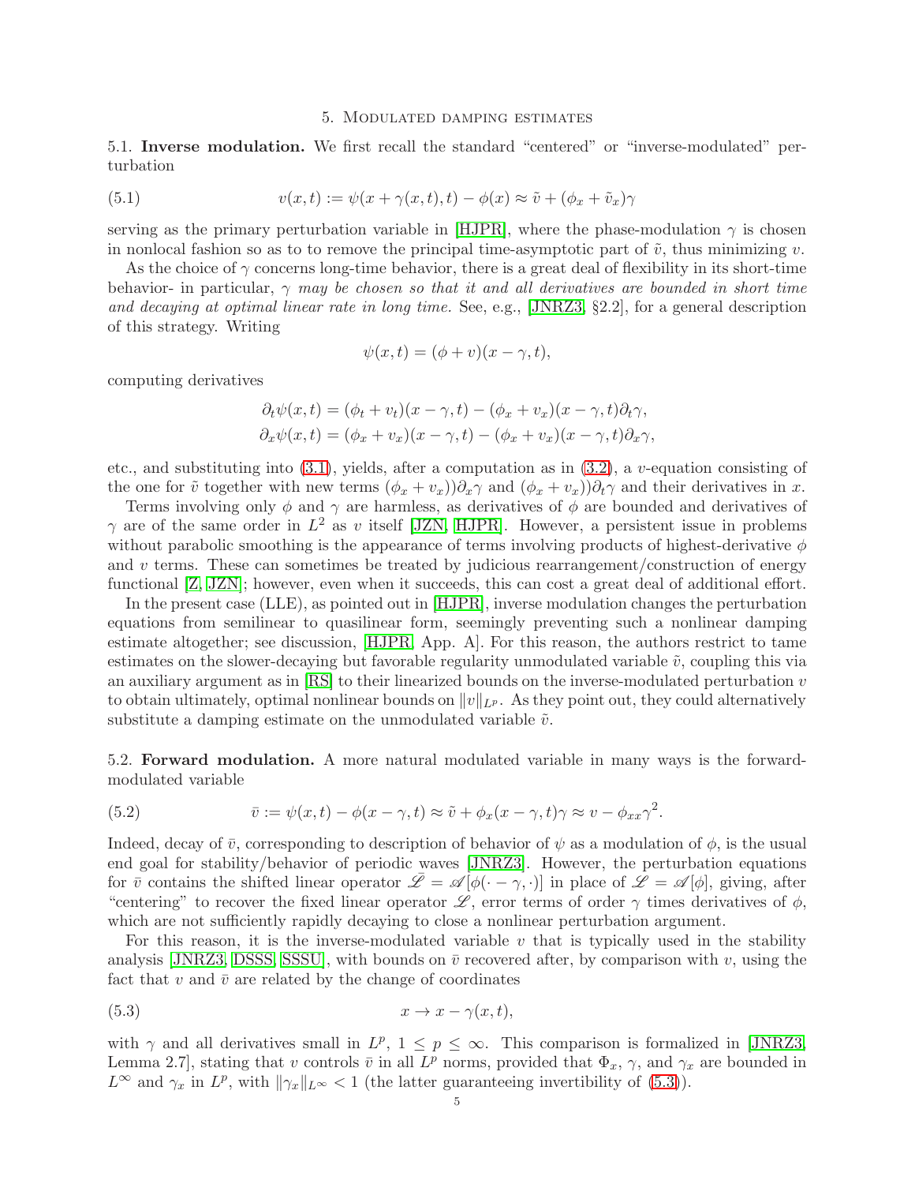## 5. Modulated damping estimates

**5.1. Inverse modulation.** We first recall the standard "centered" or "inverse-modulated" perturbation

$$v(x,t) := \psi(x+\gamma(x,t),t) - \phi(x) \approx \tilde v + (\phi_x + \tilde v_x)\gamma \tag{5.1}$$

serving as the primary perturbation variable in [HJPR], where the phase-modulation $\gamma$ is chosen in nonlocal fashion so as to to remove the principal time-asymptotic part of $\tilde v$, thus minimizing $v$.

As the choice of $\gamma$ concerns long-time behavior, there is a great deal of flexibility in its short-time behavior- in particular, *$\gamma$ may be chosen so that it and all derivatives are bounded in short time and decaying at optimal linear rate in long time.* See, e.g., [JNRZ3, §2.2], for a general description of this strategy. Writing

$$\psi(x,t) = (\phi + v)(x-\gamma, t),$$

computing derivatives

$$\partial_t \psi(x,t) = (\phi_t + v_t)(x-\gamma,t) - (\phi_x + v_x)(x-\gamma,t)\partial_t\gamma,$$
$$\partial_x \psi(x,t) = (\phi_x + v_x)(x-\gamma,t) - (\phi_x + v_x)(x-\gamma,t)\partial_x\gamma,$$

etc., and substituting into (3.1), yields, after a computation as in (3.2), a $v$-equation consisting of the one for $\tilde v$ together with new terms $(\phi_x + v_x))\partial_x\gamma$ and $(\phi_x + v_x))\partial_t\gamma$ and their derivatives in $x$.

Terms involving only $\phi$ and $\gamma$ are harmless, as derivatives of $\phi$ are bounded and derivatives of $\gamma$ are of the same order in $L^2$ as $v$ itself [JZN, HJPR]. However, a persistent issue in problems without parabolic smoothing is the appearance of terms involving products of highest-derivative $\phi$ and $v$ terms. These can sometimes be treated by judicious rearrangement/construction of energy functional [Z, JZN]; however, even when it succeeds, this can cost a great deal of additional effort.

In the present case (LLE), as pointed out in [HJPR], inverse modulation changes the perturbation equations from semilinear to quasilinear form, seemingly preventing such a nonlinear damping estimate altogether; see discussion, [HJPR, App. A]. For this reason, the authors restrict to tame estimates on the slower-decaying but favorable regularity unmodulated variable $\tilde v$, coupling this via an auxiliary argument as in [RS] to their linearized bounds on the inverse-modulated perturbation $v$ to obtain ultimately, optimal nonlinear bounds on $\|v\|_{L^p}$. As they point out, they could alternatively substitute a damping estimate on the unmodulated variable $\tilde v$.

**5.2. Forward modulation.** A more natural modulated variable in many ways is the forward-modulated variable

$$\bar v := \psi(x,t) - \phi(x-\gamma,t) \approx \tilde v + \phi_x(x-\gamma,t)\gamma \approx v - \phi_{xx}\gamma^2. \tag{5.2}$$

Indeed, decay of $\bar v$, corresponding to description of behavior of $\psi$ as a modulation of $\phi$, is the usual end goal for stability/behavior of periodic waves [JNRZ3]. However, the perturbation equations for $\bar v$ contains the shifted linear operator $\bar{\mathscr L} = \mathscr A[\phi(\cdot - \gamma, \cdot)]$ in place of $\mathscr L = \mathscr A[\phi]$, giving, after "centering" to recover the fixed linear operator $\mathscr L$, error terms of order $\gamma$ times derivatives of $\phi$, which are not sufficiently rapidly decaying to close a nonlinear perturbation argument.

For this reason, it is the inverse-modulated variable $v$ that is typically used in the stability analysis [JNRZ3, DSSS, SSSU], with bounds on $\bar v$ recovered after, by comparison with $v$, using the fact that $v$ and $\bar v$ are related by the change of coordinates

$$x \to x - \gamma(x,t), \tag{5.3}$$

with $\gamma$ and all derivatives small in $L^p$, $1 \le p \le \infty$. This comparison is formalized in [JNRZ3, Lemma 2.7], stating that $v$ controls $\bar v$ in all $L^p$ norms, provided that $\Phi_x$, $\gamma$, and $\gamma_x$ are bounded in $L^\infty$ and $\gamma_x$ in $L^p$, with $\|\gamma_x\|_{L^\infty} < 1$ (the latter guaranteeing invertibility of (5.3)).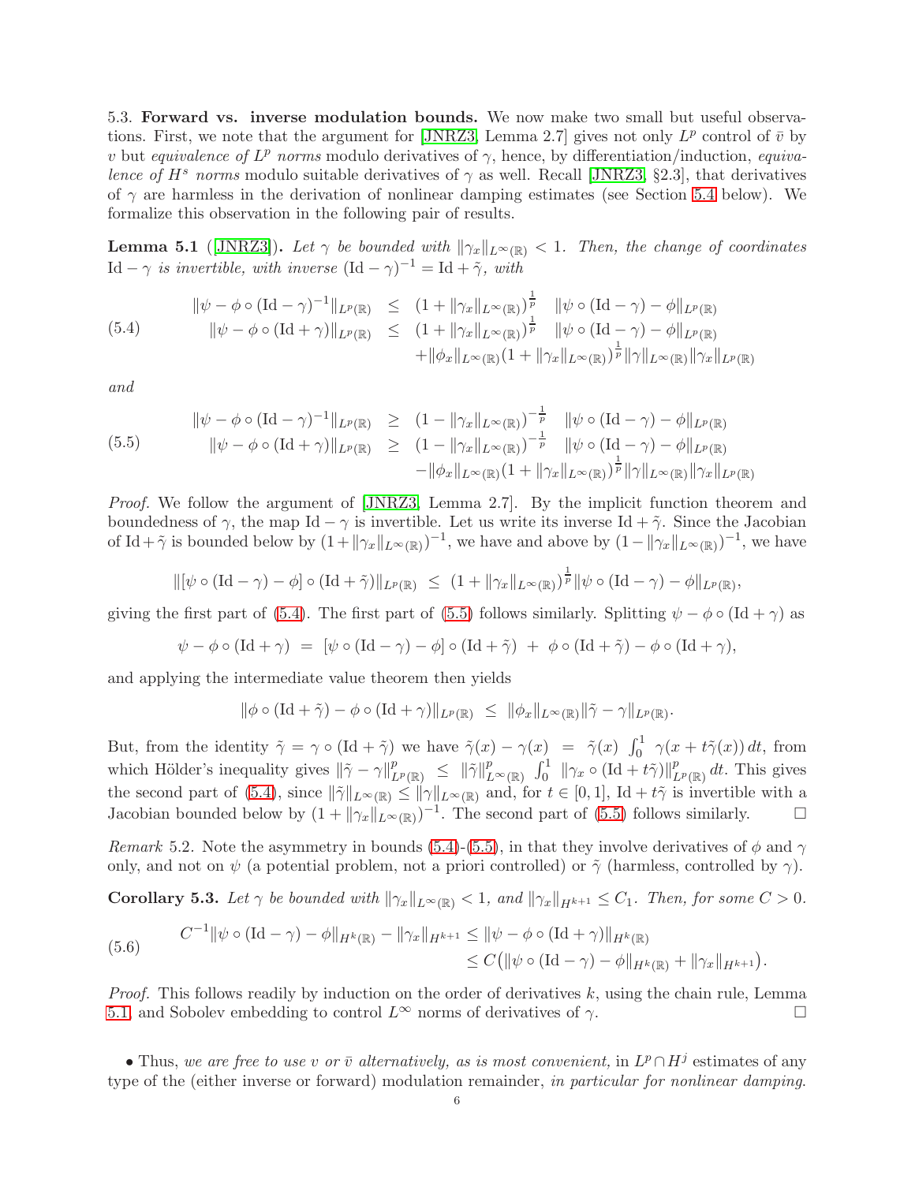5.3. **Forward vs. inverse modulation bounds.** We now make two small but useful observations. First, we note that the argument for [JNRZ3, Lemma 2.7] gives not only $L^p$ control of $\bar v$ by $v$ but *equivalence of $L^p$ norms* modulo derivatives of $\gamma$, hence, by differentiation/induction, *equivalence of $H^s$ norms* modulo suitable derivatives of $\gamma$ as well. Recall [JNRZ3, §2.3], that derivatives of $\gamma$ are harmless in the derivation of nonlinear damping estimates (see Section 5.4 below). We formalize this observation in the following pair of results.

**Lemma 5.1** ([JNRZ3]). *Let $\gamma$ be bounded with $\|\gamma_x\|_{L^\infty(\mathbb{R})} < 1$. Then, the change of coordinates $\mathrm{Id} - \gamma$ is invertible, with inverse $(\mathrm{Id} - \gamma)^{-1} = \mathrm{Id} + \tilde\gamma$, with*

$$
\begin{aligned}
\|\psi - \phi\circ(\mathrm{Id}-\gamma)^{-1}\|_{L^p(\mathbb{R})} &\le (1+\|\gamma_x\|_{L^\infty(\mathbb{R})})^{\frac1p}\quad \|\psi\circ(\mathrm{Id}-\gamma)-\phi\|_{L^p(\mathbb{R})}\\
\|\psi - \phi\circ(\mathrm{Id}+\gamma)\|_{L^p(\mathbb{R})} &\le (1+\|\gamma_x\|_{L^\infty(\mathbb{R})})^{\frac1p}\quad \|\psi\circ(\mathrm{Id}-\gamma)-\phi\|_{L^p(\mathbb{R})}\\
&\quad +\|\phi_x\|_{L^\infty(\mathbb{R})}(1+\|\gamma_x\|_{L^\infty(\mathbb{R})})^{\frac1p}\|\gamma\|_{L^\infty(\mathbb{R})}\|\gamma_x\|_{L^p(\mathbb{R})}
\end{aligned}
\tag{5.4}
$$

*and*

$$
\begin{aligned}
\|\psi - \phi\circ(\mathrm{Id}-\gamma)^{-1}\|_{L^p(\mathbb{R})} &\ge (1-\|\gamma_x\|_{L^\infty(\mathbb{R})})^{-\frac1p}\quad \|\psi\circ(\mathrm{Id}-\gamma)-\phi\|_{L^p(\mathbb{R})}\\
\|\psi - \phi\circ(\mathrm{Id}+\gamma)\|_{L^p(\mathbb{R})} &\ge (1-\|\gamma_x\|_{L^\infty(\mathbb{R})})^{-\frac1p}\quad \|\psi\circ(\mathrm{Id}-\gamma)-\phi\|_{L^p(\mathbb{R})}\\
&\quad -\|\phi_x\|_{L^\infty(\mathbb{R})}(1+\|\gamma_x\|_{L^\infty(\mathbb{R})})^{\frac1p}\|\gamma\|_{L^\infty(\mathbb{R})}\|\gamma_x\|_{L^p(\mathbb{R})}
\end{aligned}
\tag{5.5}
$$

*Proof.* We follow the argument of [JNRZ3, Lemma 2.7]. By the implicit function theorem and boundedness of $\gamma$, the map $\mathrm{Id}-\gamma$ is invertible. Let us write its inverse $\mathrm{Id}+\tilde\gamma$. Since the Jacobian of $\mathrm{Id}+\tilde\gamma$ is bounded below by $(1+\|\gamma_x\|_{L^\infty(\mathbb{R})})^{-1}$, we have and above by $(1-\|\gamma_x\|_{L^\infty(\mathbb{R})})^{-1}$, we have

$$
\|[\psi\circ(\mathrm{Id}-\gamma)-\phi]\circ(\mathrm{Id}+\tilde\gamma)\|_{L^p(\mathbb{R})} \le (1+\|\gamma_x\|_{L^\infty(\mathbb{R})})^{\frac1p}\|\psi\circ(\mathrm{Id}-\gamma)-\phi\|_{L^p(\mathbb{R})},
$$

giving the first part of (5.4). The first part of (5.5) follows similarly. Splitting $\psi-\phi\circ(\mathrm{Id}+\gamma)$ as

$$
\psi-\phi\circ(\mathrm{Id}+\gamma) = [\psi\circ(\mathrm{Id}-\gamma)-\phi]\circ(\mathrm{Id}+\tilde\gamma) + \phi\circ(\mathrm{Id}+\tilde\gamma)-\phi\circ(\mathrm{Id}+\gamma),
$$

and applying the intermediate value theorem then yields

$$
\|\phi\circ(\mathrm{Id}+\tilde\gamma)-\phi\circ(\mathrm{Id}+\gamma)\|_{L^p(\mathbb{R})} \le \|\phi_x\|_{L^\infty(\mathbb{R})}\|\tilde\gamma-\gamma\|_{L^p(\mathbb{R})}.
$$

But, from the identity $\tilde\gamma = \gamma\circ(\mathrm{Id}+\tilde\gamma)$ we have $\tilde\gamma(x)-\gamma(x) = \tilde\gamma(x)\int_0^1 \gamma(x+t\tilde\gamma(x))\,dt$, from which Hölder's inequality gives $\|\tilde\gamma-\gamma\|_{L^p(\mathbb{R})}^p \le \|\tilde\gamma\|_{L^\infty(\mathbb{R})}^p\int_0^1 \|\gamma_x\circ(\mathrm{Id}+t\tilde\gamma)\|_{L^p(\mathbb{R})}^p\,dt$. This gives the second part of (5.4), since $\|\tilde\gamma\|_{L^\infty(\mathbb{R})}\le\|\gamma\|_{L^\infty(\mathbb{R})}$ and, for $t\in[0,1]$, $\mathrm{Id}+t\tilde\gamma$ is invertible with a Jacobian bounded below by $(1+\|\gamma_x\|_{L^\infty(\mathbb{R})})^{-1}$. The second part of (5.5) follows similarly. □

*Remark* 5.2. Note the asymmetry in bounds (5.4)-(5.5), in that they involve derivatives of $\phi$ and $\gamma$ only, and not on $\psi$ (a potential problem, not a priori controlled) or $\tilde\gamma$ (harmless, controlled by $\gamma$).

**Corollary 5.3.** *Let $\gamma$ be bounded with $\|\gamma_x\|_{L^\infty(\mathbb{R})}<1$, and $\|\gamma_x\|_{H^{k+1}}\le C_1$. Then, for some $C>0$.*

$$
\begin{aligned}
C^{-1}\|\psi\circ(\mathrm{Id}-\gamma)-\phi\|_{H^k(\mathbb{R})} - \|\gamma_x\|_{H^{k+1}} &\le \|\psi-\phi\circ(\mathrm{Id}+\gamma)\|_{H^k(\mathbb{R})}\\
&\le C\big(\|\psi\circ(\mathrm{Id}-\gamma)-\phi\|_{H^k(\mathbb{R})}+\|\gamma_x\|_{H^{k+1}}\big).
\end{aligned}
\tag{5.6}
$$

*Proof.* This follows readily by induction on the order of derivatives $k$, using the chain rule, Lemma 5.1, and Sobolev embedding to control $L^\infty$ norms of derivatives of $\gamma$. □

• Thus, *we are free to use $v$ or $\bar v$ alternatively, as is most convenient,* in $L^p\cap H^j$ estimates of any type of the (either inverse or forward) modulation remainder, *in particular for nonlinear damping.*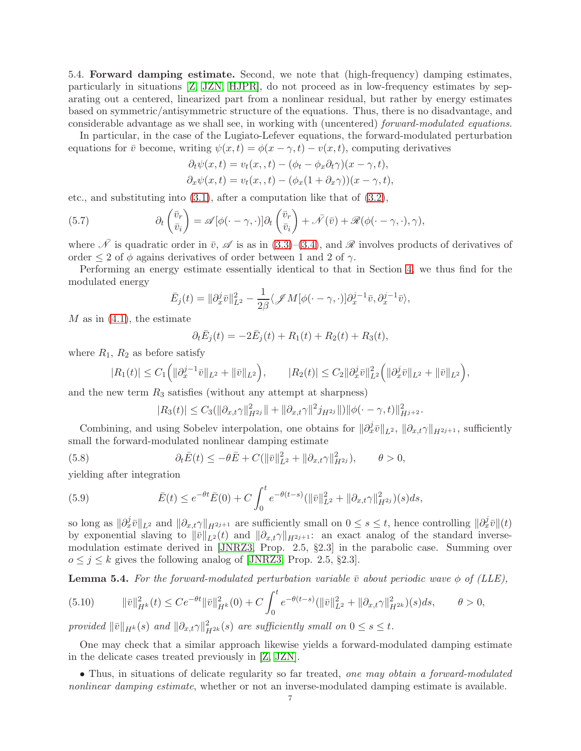5.4. **Forward damping estimate.** Second, we note that (high-frequency) damping estimates, particularly in situations [Z, JZN, HJPR], do not proceed as in low-frequency estimates by separating out a centered, linearized part from a nonlinear residual, but rather by energy estimates based on symmetric/antisymmetric structure of the equations. Thus, there is no disadvantage, and considerable advantage as we shall see, in working with (uncentered) *forward-modulated equations*.

In particular, in the case of the Lugiato-Lefever equations, the forward-modulated perturbation equations for $\bar v$ become, writing $\psi(x,t) = \phi(x-\gamma,t) - v(x,t)$, computing derivatives

$$\partial_t \psi(x,t) = v_t(x,,t) - (\phi_t - \phi_x \partial_t \gamma)(x-\gamma,t),$$
$$\partial_x \psi(x,t) = v_t(x,,t) - (\phi_x(1+\partial_x \gamma))(x-\gamma,t),$$

etc., and substituting into (3.1), after a computation like that of (3.2),

$$\partial_t \begin{pmatrix} \bar v_r \\ \bar v_i \end{pmatrix} = \mathscr{A}[\phi(\cdot-\gamma,\cdot)]\partial_t \begin{pmatrix} \bar v_r \\ \bar v_i \end{pmatrix} + \bar{\mathscr{N}}(\bar v) + \mathscr{R}(\phi(\cdot-\gamma,\cdot),\gamma), \tag{5.7}$$

where $\bar{\mathscr{N}}$ is quadratic order in $\bar v$, $\mathscr{A}$ is as in (3.3)–(3.4), and $\mathscr{R}$ involves products of derivatives of order $\le 2$ of $\phi$ agains derivatives of order between 1 and 2 of $\gamma$.

Performing an energy estimate essentially identical to that in Section 4, we thus find for the modulated energy

$$\bar E_j(t) = \|\partial_x^j \bar v\|_{L^2}^2 - \frac{1}{2\beta}\langle \mathscr{J} M[\phi(\cdot-\gamma,\cdot)]\partial_x^{j-1}\bar v, \partial_x^{j-1}\bar v\rangle,$$

$M$ as in (4.1), the estimate

$$\partial_t \bar E_j(t) = -2\bar E_j(t) + R_1(t) + R_2(t) + R_3(t),$$

where $R_1$, $R_2$ as before satisfy

$$|R_1(t)| \le C_1\Big(\|\partial_x^{j-1}\bar v\|_{L^2} + \|\bar v\|_{L^2}\Big), \qquad |R_2(t)| \le C_2\|\partial_x^j \bar v\|_{L^2}^2\Big(\|\partial_x^j \bar v\|_{L^2} + \|\bar v\|_{L^2}\Big),$$

and the new term $R_3$ satisfies (without any attempt at sharpness)

$$|R_3(t)| \le C_3(\|\partial_{x,t}\gamma\|_{H^{2j}}^2\| + \|\partial_{x,t}\gamma\|^2 j_{H^{2j}}\|)\|\phi(\cdot-\gamma,t)\|_{H^{j+2}}^2.$$

Combining, and using Sobelev interpolation, one obtains for $\|\partial_x^j \bar v\|_{L^2}$, $\|\partial_{x,t}\gamma\|_{H^{2j+1}}$, sufficiently small the forward-modulated nonlinear damping estimate

$$\partial_t \bar E(t) \le -\theta \bar E + C(\|\bar v\|_{L^2}^2 + \|\partial_{x,t}\gamma\|_{H^{2j}}^2), \qquad \theta > 0, \tag{5.8}$$

yielding after integration

$$\bar E(t) \le e^{-\theta t}\bar E(0) + C\int_0^t e^{-\theta(t-s)}(\|\bar v\|_{L^2}^2 + \|\partial_{x,t}\gamma\|_{H^{2j}}^2)(s)ds, \tag{5.9}$$

so long as $\|\partial_x^j \bar v\|_{L^2}$ and $\|\partial_{x,t}\gamma\|_{H^{2j+1}}$ are sufficiently small on $0 \le s \le t$, hence controlling $\|\partial_x^j \bar v\|(t)$ by exponential slaving to $\|\bar v\|_{L^2}(t)$ and $\|\partial_{x,t}\gamma\|_{H^{2j+1}}$: an exact analog of the standard inverse-modulation estimate derived in [JNRZ3, Prop. 2.5, §2.3] in the parabolic case. Summing over $o \le j \le k$ gives the following analog of [JNRZ3, Prop. 2.5, §2.3].

**Lemma 5.4.** *For the forward-modulated perturbation variable $\bar v$ about periodic wave $\phi$ of (LLE),*

$$\|\bar v\|_{H^k}^2(t) \le Ce^{-\theta t}\|\bar v\|_{H^k}^2(0) + C\int_0^t e^{-\theta(t-s)}(\|\bar v\|_{L^2}^2 + \|\partial_{x,t}\gamma\|_{H^{2k}}^2)(s)ds, \qquad \theta > 0, \tag{5.10}$$

*provided $\|\bar v\|_{H^k}(s)$ and $\|\partial_{x,t}\gamma\|_{H^{2k}}^2(s)$ are sufficiently small on $0 \le s \le t$.*

One may check that a similar approach likewise yields a forward-modulated damping estimate in the delicate cases treated previously in [Z, JZN].

• Thus, in situations of delicate regularity so far treated, *one may obtain a forward-modulated nonlinear damping estimate*, whether or not an inverse-modulated damping estimate is available.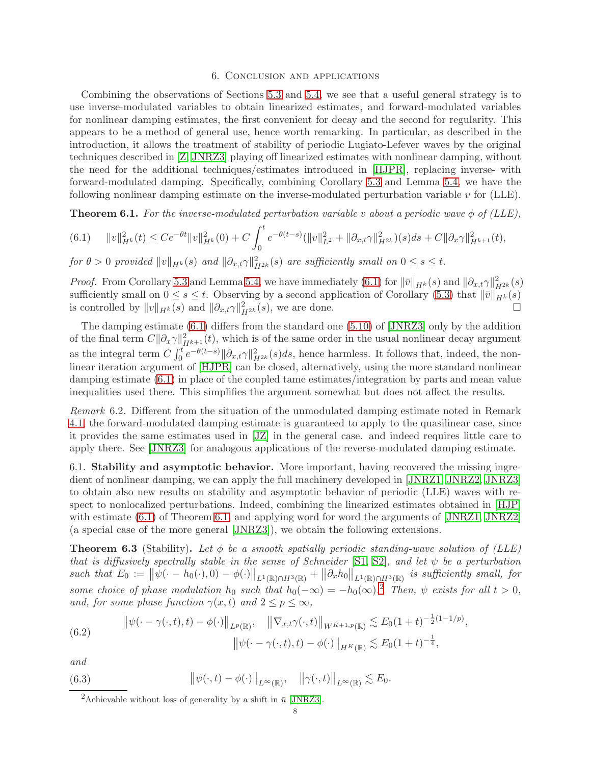# 6. Conclusion and applications

Combining the observations of Sections 5.3 and 5.4, we see that a useful general strategy is to use inverse-modulated variables to obtain linearized estimates, and forward-modulated variables for nonlinear damping estimates, the first convenient for decay and the second for regularity. This appears to be a method of general use, hence worth remarking. In particular, as described in the introduction, it allows the treatment of stability of periodic Lugiato-Lefever waves by the original techniques described in [Z, JNRZ3] playing off linearized estimates with nonlinear damping, without the need for the additional techniques/estimates introduced in [HJPR], replacing inverse- with forward-modulated damping. Specifically, combining Corollary 5.3 and Lemma 5.4, we have the following nonlinear damping estimate on the inverse-modulated perturbation variable $v$ for (LLE).

**Theorem 6.1.** *For the inverse-modulated perturbation variable $v$ about a periodic wave $\phi$ of (LLE),*

$$\|v\|^2_{H^k}(t) \le Ce^{-\theta t}\|v\|^2_{H^k}(0) + C\int_0^t e^{-\theta(t-s)}(\|v\|^2_{L^2} + \|\partial_{x,t}\gamma\|^2_{H^{2k}})(s)ds + C\|\partial_x\gamma\|^2_{H^{k+1}}(t), \tag{6.1}$$

*for $\theta > 0$ provided $\|v\|_{H^k}(s)$ and $\|\partial_{x,t}\gamma\|^2_{H^{2k}}(s)$ are sufficiently small on $0 \le s \le t$.*

*Proof.* From Corollary 5.3 and Lemma 5.4, we have immediately (6.1) for $\|\bar v\|_{H^k}(s)$ and $\|\partial_{x,t}\gamma\|^2_{H^{2k}}(s)$ sufficiently small on $0 \le s \le t$. Observing by a second application of Corollary (5.3) that $\|\bar v\|_{H^k}(s)$ is controlled by $\|v\|_{H^k}(s)$ and $\|\partial_{x,t}\gamma\|^2_{H^{2k}}(s)$, we are done. $\square$

The damping estimate (6.1) differs from the standard one (5.10) of [JNRZ3] only by the addition of the final term $C\|\partial_x\gamma\|^2_{H^{k+1}}(t)$, which is of the same order in the usual nonlinear decay argument as the integral term $C\int_0^t e^{-\theta(t-s)}\|\partial_{x,t}\gamma\|^2_{H^{2k}}(s)ds$, hence harmless. It follows that, indeed, the nonlinear iteration argument of [HJPR] can be closed, alternatively, using the more standard nonlinear damping estimate (6.1) in place of the coupled tame estimates/integration by parts and mean value inequalities used there. This simplifies the argument somewhat but does not affect the results.

*Remark* 6.2. Different from the situation of the unmodulated damping estimate noted in Remark 4.1, the forward-modulated damping estimate is guaranteed to apply to the quasilinear case, since it provides the same estimates used in [JZ] in the general case. and indeed requires little care to apply there. See [JNRZ3] for analogous applications of the reverse-modulated damping estimate.

## 6.1. Stability and asymptotic behavior.

More important, having recovered the missing ingredient of nonlinear damping, we can apply the full machinery developed in [JNRZ1, JNRZ2, JNRZ3] to obtain also new results on stability and asymptotic behavior of periodic (LLE) waves with respect to nonlocalized perturbations. Indeed, combining the linearized estimates obtained in [HJP] with estimate (6.1) of Theorem 6.1, and applying word for word the arguments of [JNRZ1, JNRZ2] (a special case of the more general [JNRZ3]), we obtain the following extensions.

**Theorem 6.3** (Stability)**.** *Let $\phi$ be a smooth spatially periodic standing-wave solution of (LLE) that is diffusively spectrally stable in the sense of Schneider [S1, S2], and let $\psi$ be a perturbation such that $E_0 := \left\|\psi(\cdot - h_0(\cdot), 0) - \phi(\cdot)\right\|_{L^1(\mathbb{R})\cap H^3(\mathbb{R})} + \left\|\partial_x h_0\right\|_{L^1(\mathbb{R})\cap H^3(\mathbb{R})}$ is sufficiently small, for some choice of phase modulation $h_0$ such that $h_0(-\infty) = -h_0(\infty)$.*[2] *Then, $\psi$ exists for all $t > 0$, and, for some phase function $\gamma(x,t)$ and $2 \le p \le \infty$,*

$$\begin{aligned}
\left\|\psi(\cdot - \gamma(\cdot,t), t) - \phi(\cdot)\right\|_{L^p(\mathbb{R})}, \quad \left\|\nabla_{x,t}\gamma(\cdot,t)\right\|_{W^{K+1,p}(\mathbb{R})} &\lesssim E_0(1+t)^{-\frac{1}{2}(1-1/p)},\\
\left\|\psi(\cdot - \gamma(\cdot,t), t) - \phi(\cdot)\right\|_{H^K(\mathbb{R})} &\lesssim E_0(1+t)^{-\frac{1}{4}},
\end{aligned} \tag{6.2}$$

*and*

$$\left\|\psi(\cdot,t) - \phi(\cdot)\right\|_{L^\infty(\mathbb{R})}, \quad \left\|\gamma(\cdot,t)\right\|_{L^\infty(\mathbb{R})} \lesssim E_0. \tag{6.3}$$

---

[2] Achievable without loss of generality by a shift in $\bar u$ [JNRZ3].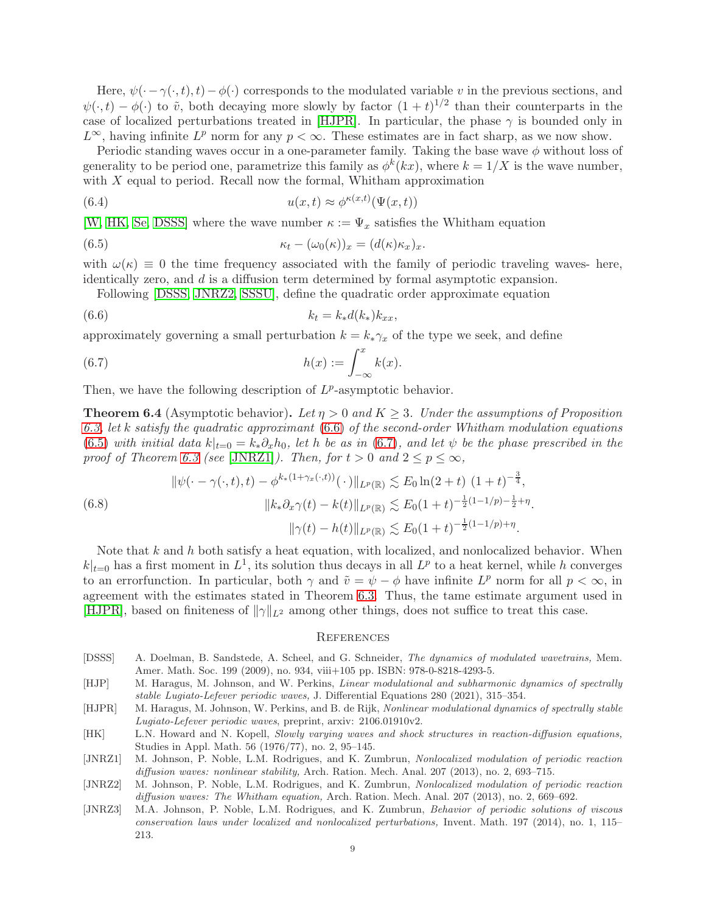Here, $\psi(\cdot - \gamma(\cdot,t),t) - \phi(\cdot)$ corresponds to the modulated variable $v$ in the previous sections, and $\psi(\cdot,t) - \phi(\cdot)$ to $\tilde v$, both decaying more slowly by factor $(1+t)^{1/2}$ than their counterparts in the case of localized perturbations treated in [HJPR]. In particular, the phase $\gamma$ is bounded only in $L^\infty$, having infinite $L^p$ norm for any $p<\infty$. These estimates are in fact sharp, as we now show.

Periodic standing waves occur in a one-parameter family. Taking the base wave $\phi$ without loss of generality to be period one, parametrize this family as $\phi^k(kx)$, where $k = 1/X$ is the wave number, with $X$ equal to period. Recall now the formal, Whitham approximation

$$u(x,t) \approx \phi^{\kappa(x,t)}(\Psi(x,t)) \tag{6.4}$$

[W, HK, Se, DSSS] where the wave number $\kappa := \Psi_x$ satisfies the Whitham equation

$$\kappa_t - (\omega_0(\kappa))_x = (d(\kappa)\kappa_x)_x. \tag{6.5}$$

with $\omega(\kappa) \equiv 0$ the time frequency associated with the family of periodic traveling waves- here, identically zero, and $d$ is a diffusion term determined by formal asymptotic expansion.

Following [DSSS, JNRZ2, SSSU], define the quadratic order approximate equation

$$k_t = k_* d(k_*) k_{xx}, \tag{6.6}$$

approximately governing a small perturbation $k = k_*\gamma_x$ of the type we seek, and define

$$h(x) := \int_{-\infty}^x k(x). \tag{6.7}$$

Then, we have the following description of $L^p$-asymptotic behavior.

**Theorem 6.4** (Asymptotic behavior)**.** *Let $\eta>0$ and $K\geq 3$. Under the assumptions of Proposition 6.3, let $k$ satisfy the quadratic approximant (6.6) of the second-order Whitham modulation equations (6.5) with initial data $k|_{t=0} = k_*\partial_x h_0$, let $h$ be as in (6.7), and let $\psi$ be the phase prescribed in the proof of Theorem 6.3 (see [JNRZ1]). Then, for $t>0$ and $2\leq p\leq\infty$,*

$$\begin{aligned}
\|\psi(\cdot - \gamma(\cdot,t),t) - \phi^{k_*(1+\gamma_x(\cdot,t))}(\cdot)\|_{L^p(\mathbb{R})} &\lesssim E_0 \ln(2+t)\ (1+t)^{-\frac{3}{4}},\\
\|k_*\partial_x\gamma(t) - k(t)\|_{L^p(\mathbb{R})} &\lesssim E_0 (1+t)^{-\frac{1}{2}(1-1/p)-\frac{1}{2}+\eta}.\\
\|\gamma(t) - h(t)\|_{L^p(\mathbb{R})} &\lesssim E_0 (1+t)^{-\frac{1}{2}(1-1/p)+\eta}.
\end{aligned} \tag{6.8}$$

Note that $k$ and $h$ both satisfy a heat equation, with localized, and nonlocalized behavior. When $k|_{t=0}$ has a first moment in $L^1$, its solution thus decays in all $L^p$ to a heat kernel, while $h$ converges to an errorfunction. In particular, both $\gamma$ and $\tilde v = \psi - \phi$ have infinite $L^p$ norm for all $p<\infty$, in agreement with the estimates stated in Theorem 6.3. Thus, the tame estimate argument used in [HJPR], based on finiteness of $\|\gamma\|_{L^2}$ among other things, does not suffice to treat this case.

## References

- [DSSS] A. Doelman, B. Sandstede, A. Scheel, and G. Schneider, *The dynamics of modulated wavetrains,* Mem. Amer. Math. Soc. 199 (2009), no. 934, viii+105 pp. ISBN: 978-0-8218-4293-5.
- [HJP] M. Haragus, M. Johnson, and W. Perkins, *Linear modulational and subharmonic dynamics of spectrally stable Lugiato-Lefever periodic waves,* J. Differential Equations 280 (2021), 315–354.
- [HJPR] M. Haragus, M. Johnson, W. Perkins, and B. de Rijk, *Nonlinear modulational dynamics of spectrally stable Lugiato-Lefever periodic waves,* preprint, arxiv: 2106.01910v2.
- [HK] L.N. Howard and N. Kopell, *Slowly varying waves and shock structures in reaction-diffusion equations,* Studies in Appl. Math. 56 (1976/77), no. 2, 95–145.
- [JNRZ1] M. Johnson, P. Noble, L.M. Rodrigues, and K. Zumbrun, *Nonlocalized modulation of periodic reaction diffusion waves: nonlinear stability,* Arch. Ration. Mech. Anal. 207 (2013), no. 2, 693–715.
- [JNRZ2] M. Johnson, P. Noble, L.M. Rodrigues, and K. Zumbrun, *Nonlocalized modulation of periodic reaction diffusion waves: The Whitham equation,* Arch. Ration. Mech. Anal. 207 (2013), no. 2, 669–692.
- [JNRZ3] M.A. Johnson, P. Noble, L.M. Rodrigues, and K. Zumbrun, *Behavior of periodic solutions of viscous conservation laws under localized and nonlocalized perturbations,* Invent. Math. 197 (2014), no. 1, 115–213.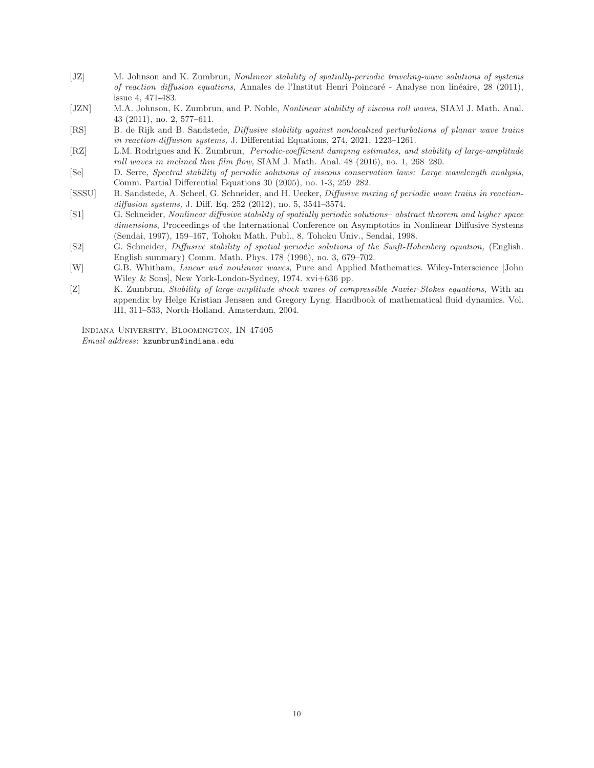[JZ] M. Johnson and K. Zumbrun, *Nonlinear stability of spatially-periodic traveling-wave solutions of systems of reaction diffusion equations,* Annales de l'Institut Henri Poincaré - Analyse non linéaire, 28 (2011), issue 4, 471-483.

[JZN] M.A. Johnson, K. Zumbrun, and P. Noble, *Nonlinear stability of viscous roll waves,* SIAM J. Math. Anal. 43 (2011), no. 2, 577–611.

[RS] B. de Rijk and B. Sandstede, *Diffusive stability against nonlocalized perturbations of planar wave trains in reaction-diffusion systems,* J. Differential Equations, 274, 2021, 1223–1261.

[RZ] L.M. Rodrigues and K. Zumbrun, *Periodic-coefficient damping estimates, and stability of large-amplitude roll waves in inclined thin film flow,* SIAM J. Math. Anal. 48 (2016), no. 1, 268–280.

[Se] D. Serre, *Spectral stability of periodic solutions of viscous conservation laws: Large wavelength analysis*, Comm. Partial Differential Equations 30 (2005), no. 1-3, 259–282.

[SSSU] B. Sandstede, A. Scheel, G. Schneider, and H. Uecker, *Diffusive mixing of periodic wave trains in reaction-diffusion systems,* J. Diff. Eq. 252 (2012), no. 5, 3541–3574.

[S1] G. Schneider, *Nonlinear diffusive stability of spatially periodic solutions– abstract theorem and higher space dimensions*, Proceedings of the International Conference on Asymptotics in Nonlinear Diffusive Systems (Sendai, 1997), 159–167, Tohoku Math. Publ., 8, Tohoku Univ., Sendai, 1998.

[S2] G. Schneider, *Diffusive stability of spatial periodic solutions of the Swift-Hohenberg equation,* (English. English summary) Comm. Math. Phys. 178 (1996), no. 3, 679–702.

[W] G.B. Whitham, *Linear and nonlinear waves,* Pure and Applied Mathematics. Wiley-Interscience [John Wiley & Sons], New York-London-Sydney, 1974. xvi+636 pp.

[Z] K. Zumbrun, *Stability of large-amplitude shock waves of compressible Navier-Stokes equations,* With an appendix by Helge Kristian Jenssen and Gregory Lyng. Handbook of mathematical fluid dynamics. Vol. III, 311–533, North-Holland, Amsterdam, 2004.

Indiana University, Bloomington, IN 47405
*Email address*: kzumbrun@indiana.edu